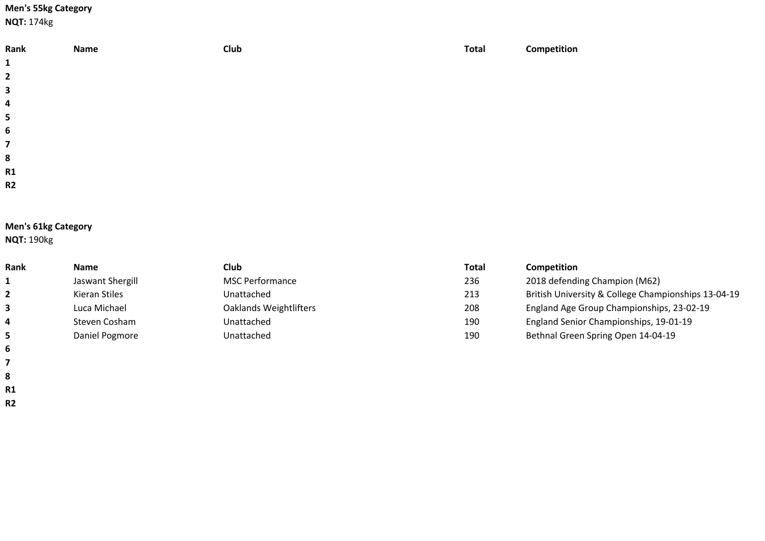**Men's 55kg Category**

**NQT:** 174kg

| Rank | Name | Club | Total | Competition |
|---|---|---|---|---|
| 1 | | | | |
| 2 | | | | |
| 3 | | | | |
| 4 | | | | |
| 5 | | | | |
| 6 | | | | |
| 7 | | | | |
| 8 | | | | |
| R1 | | | | |
| R2 | | | | |

**Men's 61kg Category**

**NQT:** 190kg

| Rank | Name | Club | Total | Competition |
|---|---|---|---|---|
| 1 | Jaswant Shergill | MSC Performance | 236 | 2018 defending Champion (M62) |
| 2 | Kieran Stiles | Unattached | 213 | British University & College Championships 13-04-19 |
| 3 | Luca Michael | Oaklands Weightlifters | 208 | England Age Group Championships, 23-02-19 |
| 4 | Steven Cosham | Unattached | 190 | England Senior Championships, 19-01-19 |
| 5 | Daniel Pogmore | Unattached | 190 | Bethnal Green Spring Open 14-04-19 |
| 6 | | | | |
| 7 | | | | |
| 8 | | | | |
| R1 | | | | |
| R2 | | | | |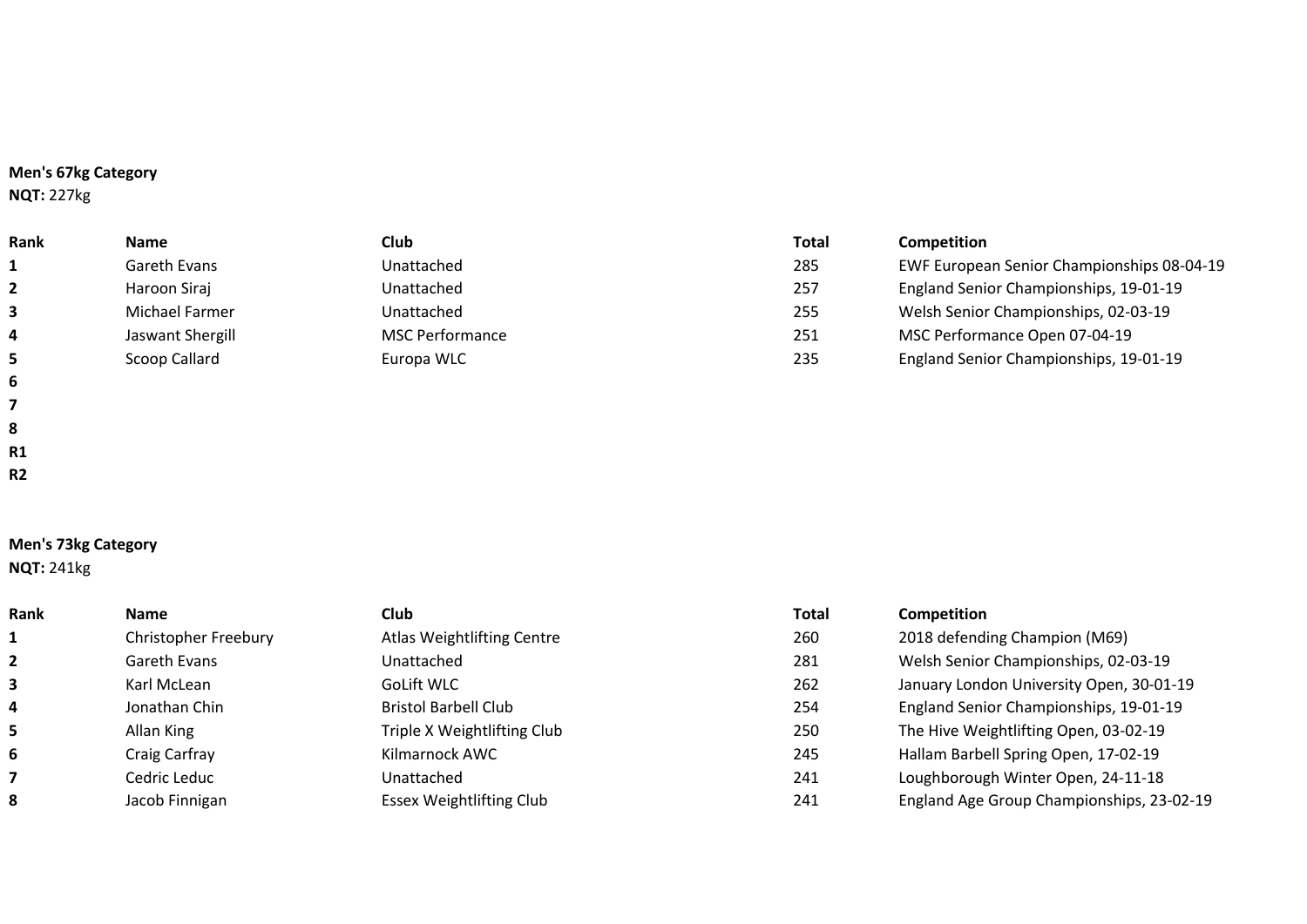**Men's 67kg Category**
**NQT:** 227kg

| Rank | Name | Club | Total | Competition |
|---|---|---|---|---|
| 1 | Gareth Evans | Unattached | 285 | EWF European Senior Championships 08-04-19 |
| 2 | Haroon Siraj | Unattached | 257 | England Senior Championships, 19-01-19 |
| 3 | Michael Farmer | Unattached | 255 | Welsh Senior Championships, 02-03-19 |
| 4 | Jaswant Shergill | MSC Performance | 251 | MSC Performance Open 07-04-19 |
| 5 | Scoop Callard | Europa WLC | 235 | England Senior Championships, 19-01-19 |
| 6 | | | | |
| 7 | | | | |
| 8 | | | | |
| R1 | | | | |
| R2 | | | | |

**Men's 73kg Category**
**NQT:** 241kg

| Rank | Name | Club | Total | Competition |
|---|---|---|---|---|
| 1 | Christopher Freebury | Atlas Weightlifting Centre | 260 | 2018 defending Champion (M69) |
| 2 | Gareth Evans | Unattached | 281 | Welsh Senior Championships, 02-03-19 |
| 3 | Karl McLean | GoLift WLC | 262 | January London University Open, 30-01-19 |
| 4 | Jonathan Chin | Bristol Barbell Club | 254 | England Senior Championships, 19-01-19 |
| 5 | Allan King | Triple X Weightlifting Club | 250 | The Hive Weightlifting Open, 03-02-19 |
| 6 | Craig Carfray | Kilmarnock AWC | 245 | Hallam Barbell Spring Open, 17-02-19 |
| 7 | Cedric Leduc | Unattached | 241 | Loughborough Winter Open, 24-11-18 |
| 8 | Jacob Finnigan | Essex Weightlifting Club | 241 | England Age Group Championships, 23-02-19 |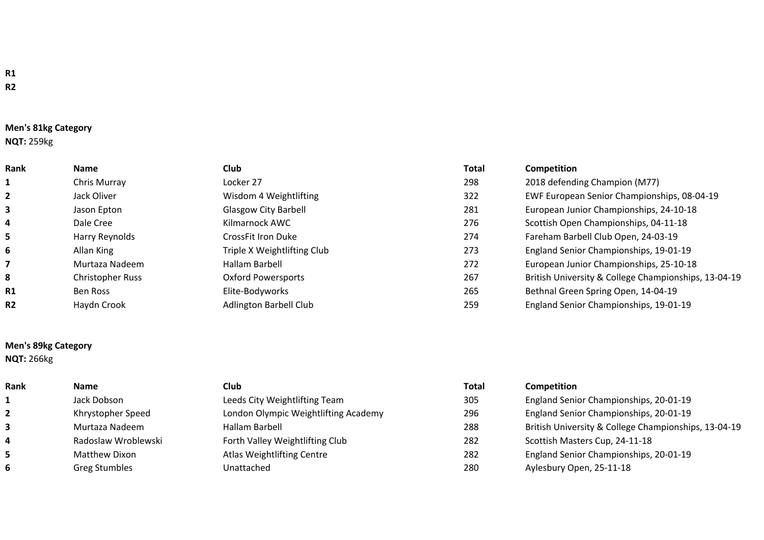**R1**
**R2**

**Men's 81kg Category**
**NQT:** 259kg

| Rank | Name | Club | Total | Competition |
|---|---|---|---|---|
| 1 | Chris Murray | Locker 27 | 298 | 2018 defending Champion (M77) |
| 2 | Jack Oliver | Wisdom 4 Weightlifting | 322 | EWF European Senior Championships, 08-04-19 |
| 3 | Jason Epton | Glasgow City Barbell | 281 | European Junior Championships, 24-10-18 |
| 4 | Dale Cree | Kilmarnock AWC | 276 | Scottish Open Championships, 04-11-18 |
| 5 | Harry Reynolds | CrossFit Iron Duke | 274 | Fareham Barbell Club Open, 24-03-19 |
| 6 | Allan King | Triple X Weightlifting Club | 273 | England Senior Championships, 19-01-19 |
| 7 | Murtaza Nadeem | Hallam Barbell | 272 | European Junior Championships, 25-10-18 |
| 8 | Christopher Russ | Oxford Powersports | 267 | British University & College Championships, 13-04-19 |
| R1 | Ben Ross | Elite-Bodyworks | 265 | Bethnal Green Spring Open, 14-04-19 |
| R2 | Haydn Crook | Adlington Barbell Club | 259 | England Senior Championships, 19-01-19 |

**Men's 89kg Category**
**NQT:** 266kg

| Rank | Name | Club | Total | Competition |
|---|---|---|---|---|
| 1 | Jack Dobson | Leeds City Weightlifting Team | 305 | England Senior Championships, 20-01-19 |
| 2 | Khrystopher Speed | London Olympic Weightlifting Academy | 296 | England Senior Championships, 20-01-19 |
| 3 | Murtaza Nadeem | Hallam Barbell | 288 | British University & College Championships, 13-04-19 |
| 4 | Radoslaw Wroblewski | Forth Valley Weightlifting Club | 282 | Scottish Masters Cup, 24-11-18 |
| 5 | Matthew Dixon | Atlas Weightlifting Centre | 282 | England Senior Championships, 20-01-19 |
| 6 | Greg Stumbles | Unattached | 280 | Aylesbury Open, 25-11-18 |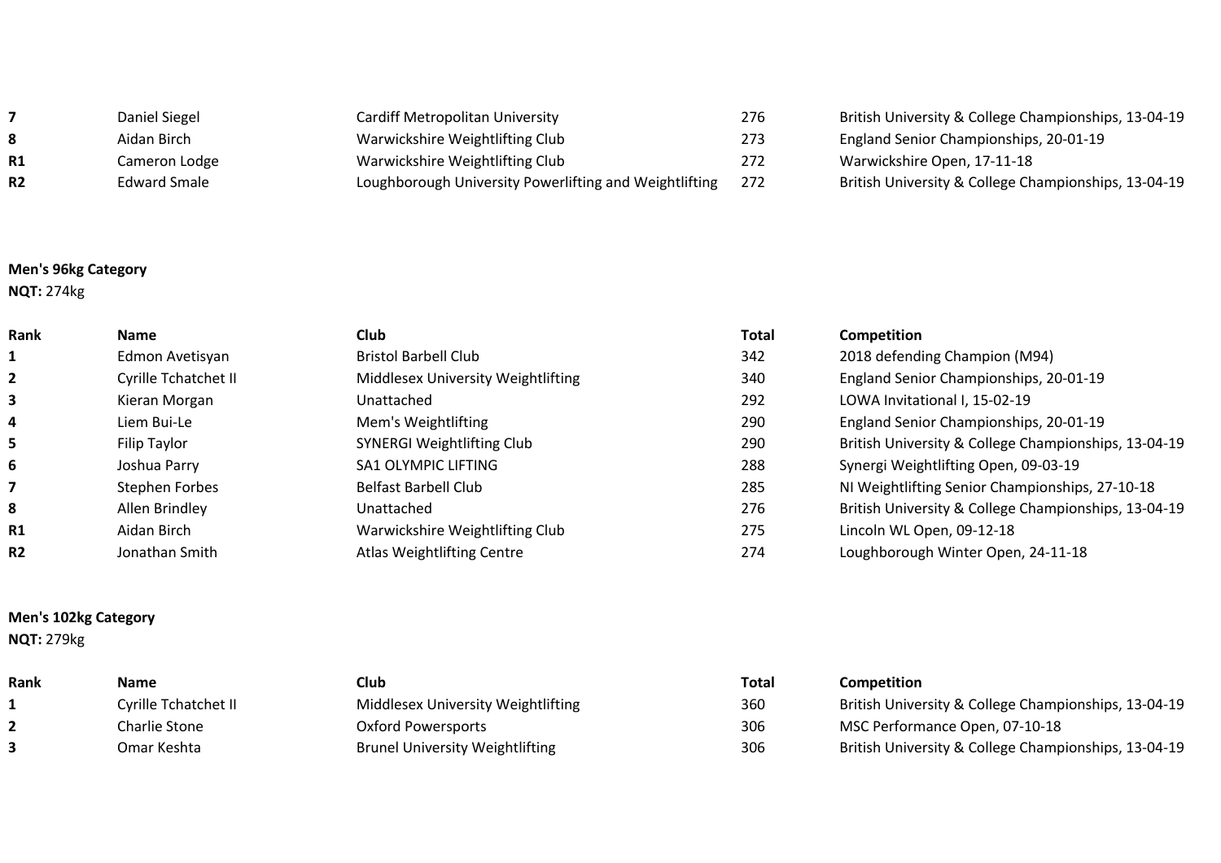| | | | | |
|---|---|---|---|---|
| **7** | Daniel Siegel | Cardiff Metropolitan University | 276 | British University & College Championships, 13-04-19 |
| **8** | Aidan Birch | Warwickshire Weightlifting Club | 273 | England Senior Championships, 20-01-19 |
| **R1** | Cameron Lodge | Warwickshire Weightlifting Club | 272 | Warwickshire Open, 17-11-18 |
| **R2** | Edward Smale | Loughborough University Powerlifting and Weightlifting | 272 | British University & College Championships, 13-04-19 |

**Men's 96kg Category**
**NQT:** 274kg

| Rank | Name | Club | Total | Competition |
|---|---|---|---|---|
| **1** | Edmon Avetisyan | Bristol Barbell Club | 342 | 2018 defending Champion (M94) |
| **2** | Cyrille Tchatchet II | Middlesex University Weightlifting | 340 | England Senior Championships, 20-01-19 |
| **3** | Kieran Morgan | Unattached | 292 | LOWA Invitational I, 15-02-19 |
| **4** | Liem Bui-Le | Mem's Weightlifting | 290 | England Senior Championships, 20-01-19 |
| **5** | Filip Taylor | SYNERGI Weightlifting Club | 290 | British University & College Championships, 13-04-19 |
| **6** | Joshua Parry | SA1 OLYMPIC LIFTING | 288 | Synergi Weightlifting Open, 09-03-19 |
| **7** | Stephen Forbes | Belfast Barbell Club | 285 | NI Weightlifting Senior Championships, 27-10-18 |
| **8** | Allen Brindley | Unattached | 276 | British University & College Championships, 13-04-19 |
| **R1** | Aidan Birch | Warwickshire Weightlifting Club | 275 | Lincoln WL Open, 09-12-18 |
| **R2** | Jonathan Smith | Atlas Weightlifting Centre | 274 | Loughborough Winter Open, 24-11-18 |

**Men's 102kg Category**
**NQT:** 279kg

| Rank | Name | Club | Total | Competition |
|---|---|---|---|---|
| **1** | Cyrille Tchatchet II | Middlesex University Weightlifting | 360 | British University & College Championships, 13-04-19 |
| **2** | Charlie Stone | Oxford Powersports | 306 | MSC Performance Open, 07-10-18 |
| **3** | Omar Keshta | Brunel University Weightlifting | 306 | British University & College Championships, 13-04-19 |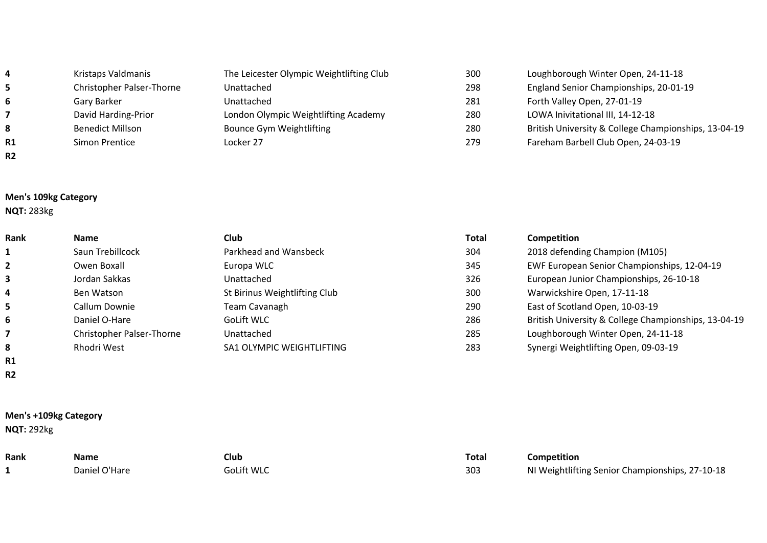| Rank | Name | Club | Total | Competition |
|---|---|---|---|---|
| 4 | Kristaps Valdmanis | The Leicester Olympic Weightlifting Club | 300 | Loughborough Winter Open, 24-11-18 |
| 5 | Christopher Palser-Thorne | Unattached | 298 | England Senior Championships, 20-01-19 |
| 6 | Gary Barker | Unattached | 281 | Forth Valley Open, 27-01-19 |
| 7 | David Harding-Prior | London Olympic Weightlifting Academy | 280 | LOWA Inivitational III, 14-12-18 |
| 8 | Benedict Millson | Bounce Gym Weightlifting | 280 | British University & College Championships, 13-04-19 |
| R1 | Simon Prentice | Locker 27 | 279 | Fareham Barbell Club Open, 24-03-19 |
| R2 | | | | |

**Men's 109kg Category**

**NQT:** 283kg

| Rank | Name | Club | Total | Competition |
|---|---|---|---|---|
| 1 | Saun Trebillcock | Parkhead and Wansbeck | 304 | 2018 defending Champion (M105) |
| 2 | Owen Boxall | Europa WLC | 345 | EWF European Senior Championships, 12-04-19 |
| 3 | Jordan Sakkas | Unattached | 326 | European Junior Championships, 26-10-18 |
| 4 | Ben Watson | St Birinus Weightlifting Club | 300 | Warwickshire Open, 17-11-18 |
| 5 | Callum Downie | Team Cavanagh | 290 | East of Scotland Open, 10-03-19 |
| 6 | Daniel O-Hare | GoLift WLC | 286 | British University & College Championships, 13-04-19 |
| 7 | Christopher Palser-Thorne | Unattached | 285 | Loughborough Winter Open, 24-11-18 |
| 8 | Rhodri West | SA1 OLYMPIC WEIGHTLIFTING | 283 | Synergi Weightlifting Open, 09-03-19 |
| R1 | | | | |
| R2 | | | | |

**Men's +109kg Category**

**NQT:** 292kg

| Rank | Name | Club | Total | Competition |
|---|---|---|---|---|
| 1 | Daniel O'Hare | GoLift WLC | 303 | NI Weightlifting Senior Championships, 27-10-18 |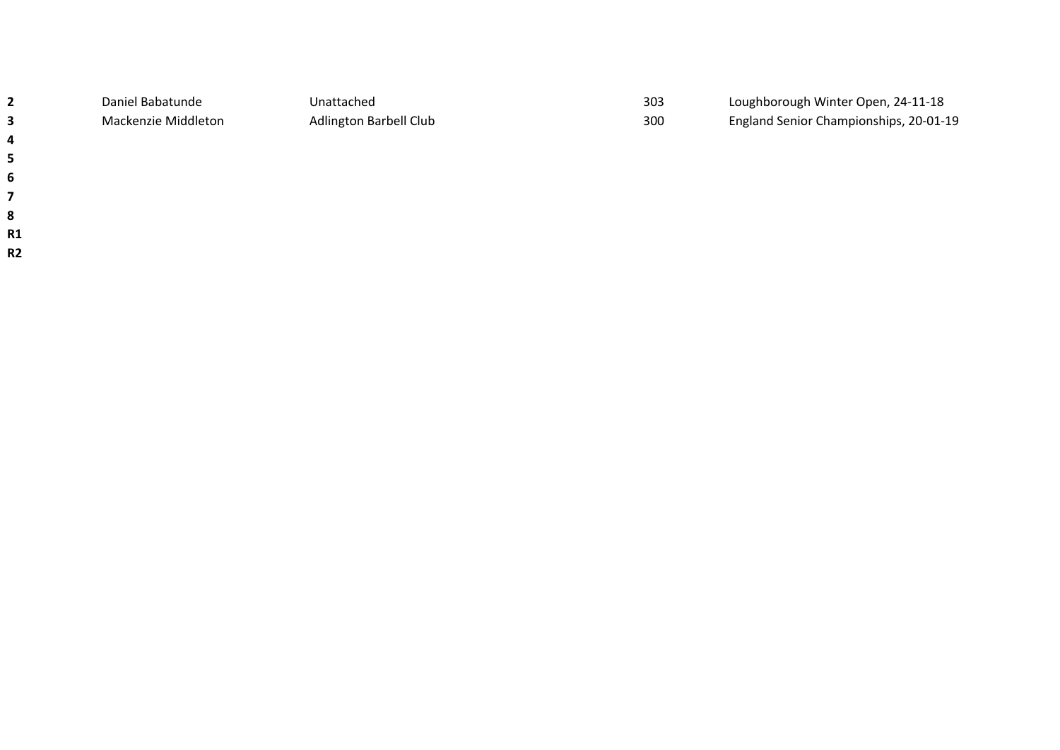| | | | | |
|---|---|---|---|---|
| **2** | Daniel Babatunde | Unattached | 303 | Loughborough Winter Open, 24-11-18 |
| **3** | Mackenzie Middleton | Adlington Barbell Club | 300 | England Senior Championships, 20-01-19 |
| **4** | | | | |
| **5** | | | | |
| **6** | | | | |
| **7** | | | | |
| **8** | | | | |
| **R1** | | | | |
| **R2** | | | | |